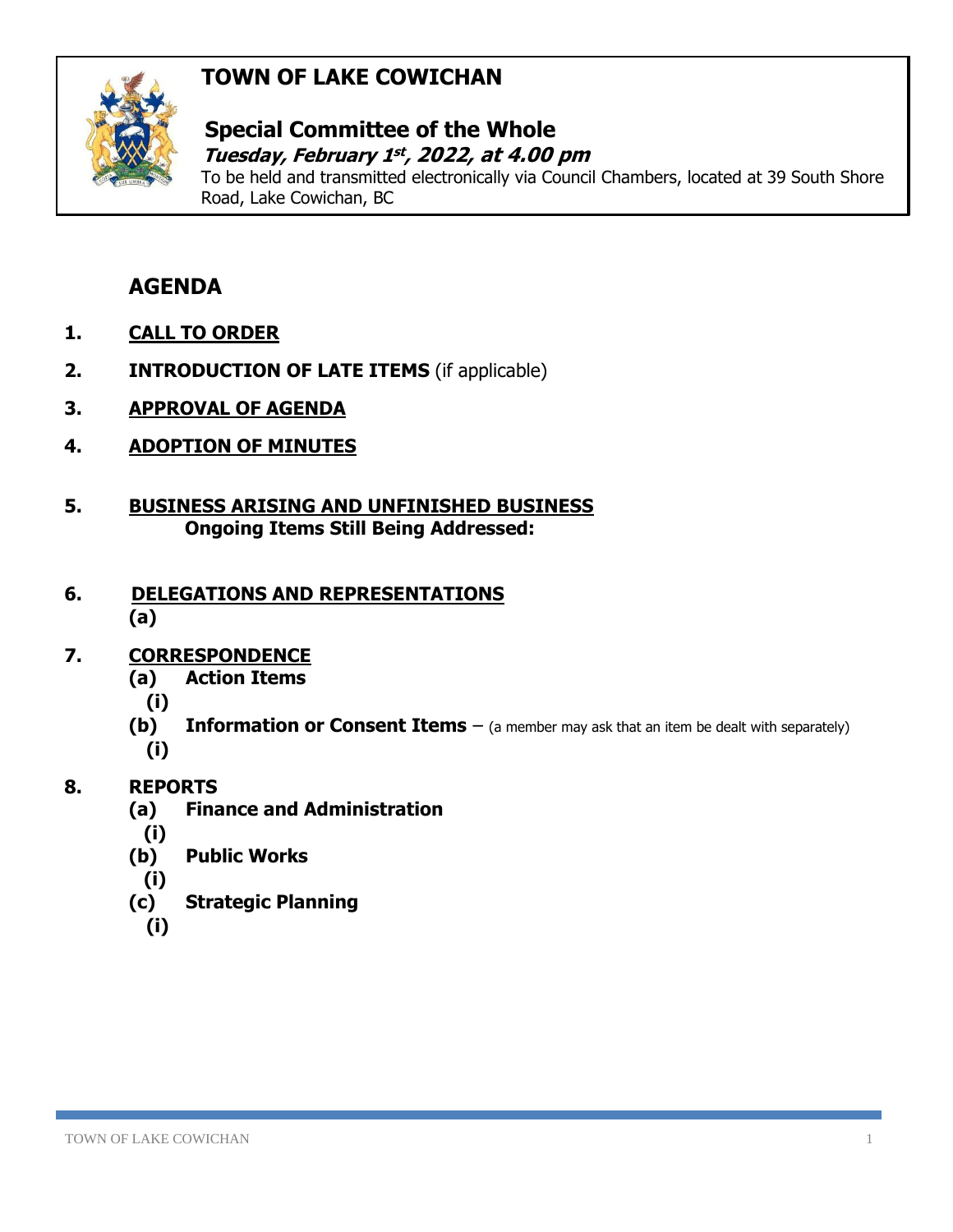# TOWN OF LAKE COWICHAN

## Special Committee of the Whole

***Tuesday, February 1st, 2022, at 4.00 pm***

To be held and transmitted electronically via Council Chambers, located at 39 South Shore Road, Lake Cowichan, BC

## AGENDA

1. **CALL TO ORDER**

2. **INTRODUCTION OF LATE ITEMS** (if applicable)

3. **APPROVAL OF AGENDA**

4. **ADOPTION OF MINUTES**

5. **BUSINESS ARISING AND UNFINISHED BUSINESS**
   **Ongoing Items Still Being Addressed:**

6. **DELEGATIONS AND REPRESENTATIONS**
   **(a)**

7. **CORRESPONDENCE**
   **(a) Action Items**
   **(i)**
   **(b) Information or Consent Items** – (a member may ask that an item be dealt with separately)
   **(i)**

8. **REPORTS**
   **(a) Finance and Administration**
   **(i)**
   **(b) Public Works**
   **(i)**
   **(c) Strategic Planning**
   **(i)**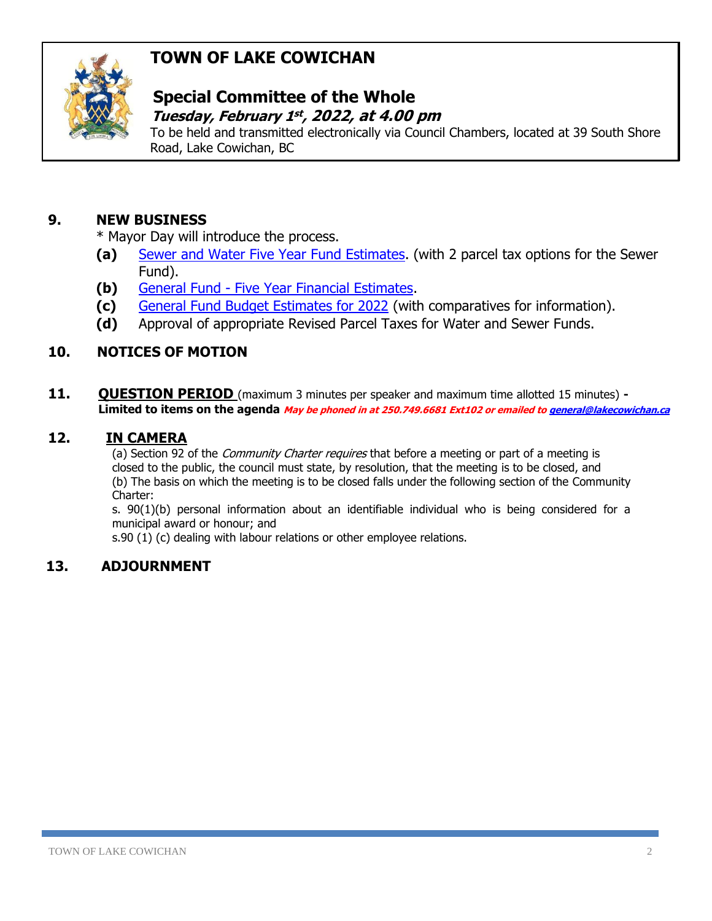# TOWN OF LAKE COWICHAN

## Special Committee of the Whole

***Tuesday, February 1st, 2022, at 4.00 pm***

To be held and transmitted electronically via Council Chambers, located at 39 South Shore Road, Lake Cowichan, BC

## 9. NEW BUSINESS

* Mayor Day will introduce the process.

**(a)** Sewer and Water Five Year Fund Estimates. (with 2 parcel tax options for the Sewer Fund).

**(b)** General Fund - Five Year Financial Estimates.

**(c)** General Fund Budget Estimates for 2022 (with comparatives for information).

**(d)** Approval of appropriate Revised Parcel Taxes for Water and Sewer Funds.

## 10. NOTICES OF MOTION

## 11. QUESTION PERIOD

(maximum 3 minutes per speaker and maximum time allotted 15 minutes) **- Limited to items on the agenda** ***May be phoned in at 250.749.6681 Ext102 or emailed to general@lakecowichan.ca***

## 12. IN CAMERA

(a) Section 92 of the *Community Charter requires* that before a meeting or part of a meeting is closed to the public, the council must state, by resolution, that the meeting is to be closed, and

(b) The basis on which the meeting is to be closed falls under the following section of the Community Charter:

s. 90(1)(b) personal information about an identifiable individual who is being considered for a municipal award or honour; and

s.90 (1) (c) dealing with labour relations or other employee relations.

## 13. ADJOURNMENT